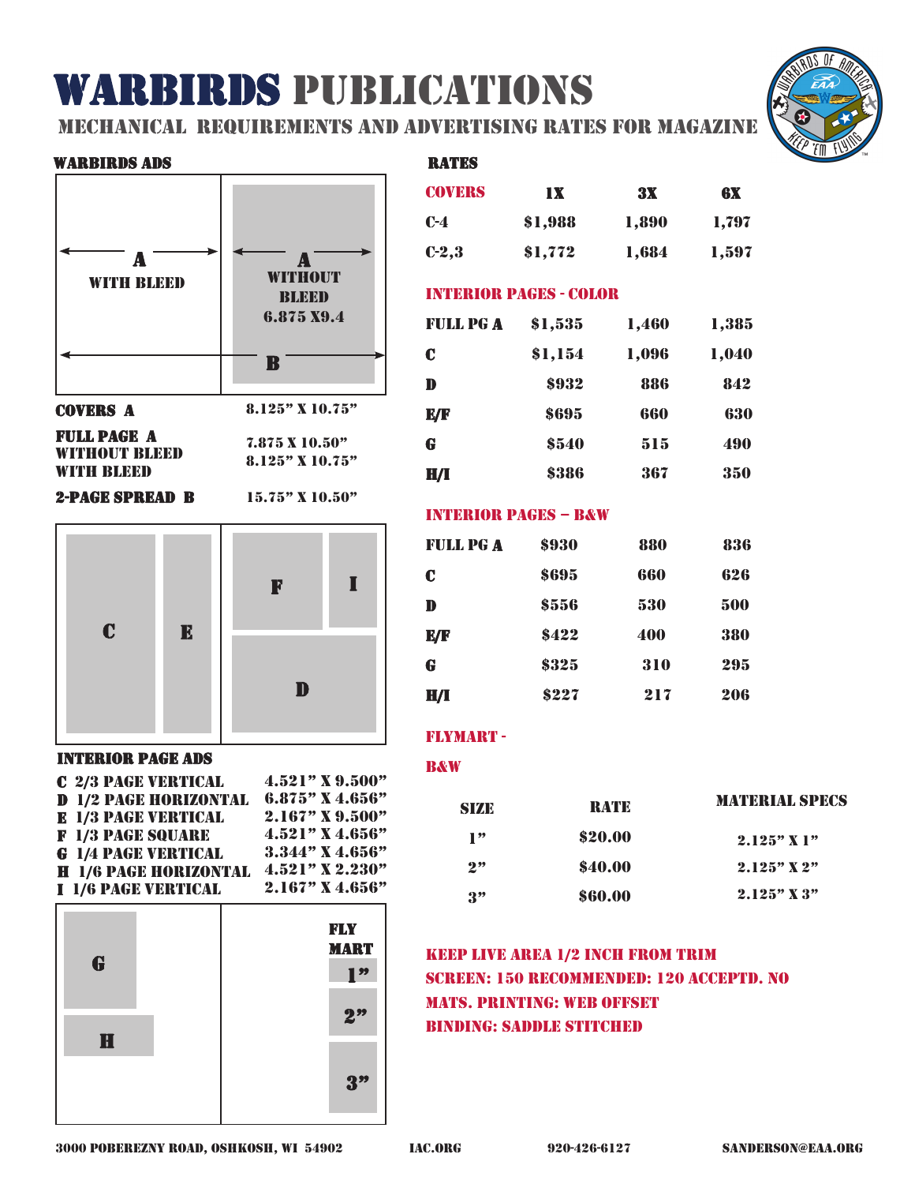# WARBIRDS PUBLICATIONS

## MECHANICAL REQUIREMENTS AND ADVERTISING RATES FOR MAGAZINE

### WARBIRDS ADS

A WITH BLEED

A WITHOUT BLEED 6.875 X9.4

B

| | |
|---|---|
| **COVERS A** | 8.125" X 10.75" |
| **FULL PAGE A WITHOUT BLEED** | 7.875 X 10.50" |
| **WITH BLEED** | 8.125" X 10.75" |
| **2-PAGE SPREAD B** | 15.75" X 10.50" |

C E F I D

### INTERIOR PAGE ADS

| | |
|---|---|
| **C** 2/3 PAGE VERTICAL | 4.521" X 9.500" |
| **D** 1/2 PAGE HORIZONTAL | 6.875" X 4.656" |
| **E** 1/3 PAGE VERTICAL | 2.167" X 9.500" |
| **F** 1/3 PAGE SQUARE | 4.521" X 4.656" |
| **G** 1/4 PAGE VERTICAL | 3.344" X 4.656" |
| **H** 1/6 PAGE HORIZONTAL | 4.521" X 2.230" |
| **I** 1/6 PAGE VERTICAL | 2.167" X 4.656" |

G H FLY MART 1" 2" 3"

### RATES

| COVERS | 1X | 3X | 6X |
|---|---|---|---|
| C-4 | $1,988 | 1,890 | 1,797 |
| C-2,3 | $1,772 | 1,684 | 1,597 |

**INTERIOR PAGES - COLOR**

| | 1X | 3X | 6X |
|---|---|---|---|
| FULL PG A | $1,535 | 1,460 | 1,385 |
| C | $1,154 | 1,096 | 1,040 |
| D | $932 | 886 | 842 |
| E/F | $695 | 660 | 630 |
| G | $540 | 515 | 490 |
| H/I | $386 | 367 | 350 |

**INTERIOR PAGES – B&W**

| | 1X | 3X | 6X |
|---|---|---|---|
| FULL PG A | $930 | 880 | 836 |
| C | $695 | 660 | 626 |
| D | $556 | 530 | 500 |
| E/F | $422 | 400 | 380 |
| G | $325 | 310 | 295 |
| H/I | $227 | 217 | 206 |

**FLYMART -**

**B&W**

| SIZE | RATE | MATERIAL SPECS |
|---|---|---|
| 1" | $20.00 | 2.125" X 1" |
| 2" | $40.00 | 2.125" X 2" |
| 3" | $60.00 | 2.125" X 3" |

**KEEP LIVE AREA 1/2 INCH FROM TRIM**
**SCREEN: 150 RECOMMENDED: 120 ACCEPTD. NO MATS. PRINTING: WEB OFFSET**
**BINDING: SADDLE STITCHED**

3000 POBEREZNY ROAD, OSHKOSH, WI 54902 IAC.ORG 920-426-6127 SANDERSON@EAA.ORG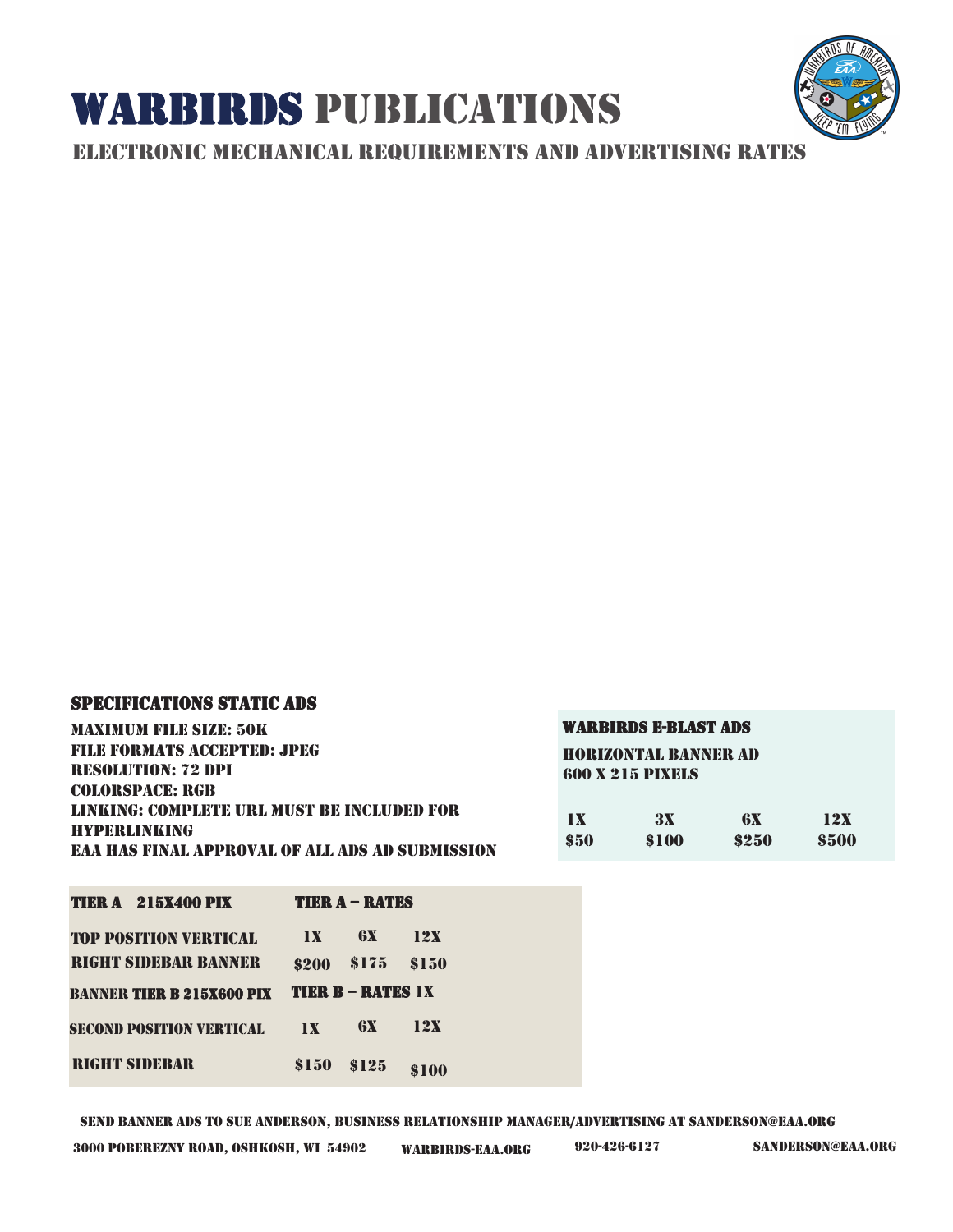# WARBIRDS PUBLICATIONS

## ELECTRONIC MECHANICAL REQUIREMENTS AND ADVERTISING RATES

### SPECIFICATIONS STATIC ADS

MAXIMUM FILE SIZE: 50K
FILE FORMATS ACCEPTED: JPEG
RESOLUTION: 72 DPI
COLORSPACE: RGB
LINKING: COMPLETE URL MUST BE INCLUDED FOR HYPERLINKING
EAA HAS FINAL APPROVAL OF ALL ADS AD SUBMISSION

### WARBIRDS E-BLAST ADS

HORIZONTAL BANNER AD
600 X 215 PIXELS

| 1X | 3X | 6X | 12X |
|---|---|---|---|
| $50 | $100 | $250 | $500 |

| TIER A 215X400 PIX | TIER A – RATES | | |
|---|---|---|---|
| TOP POSITION VERTICAL | 1X | 6X | 12X |
| RIGHT SIDEBAR BANNER | $200 | $175 | $150 |
| BANNER TIER B 215X600 PIX | TIER B – RATES 1X | | |
| SECOND POSITION VERTICAL | 1X | 6X | 12X |
| RIGHT SIDEBAR | $150 | $125 | $100 |

SEND BANNER ADS TO SUE ANDERSON, BUSINESS RELATIONSHIP MANAGER/ADVERTISING AT SANDERSON@EAA.ORG

3000 POBEREZNY ROAD, OSHKOSH, WI 54902 WARBIRDS-EAA.ORG 920-426-6127 SANDERSON@EAA.ORG